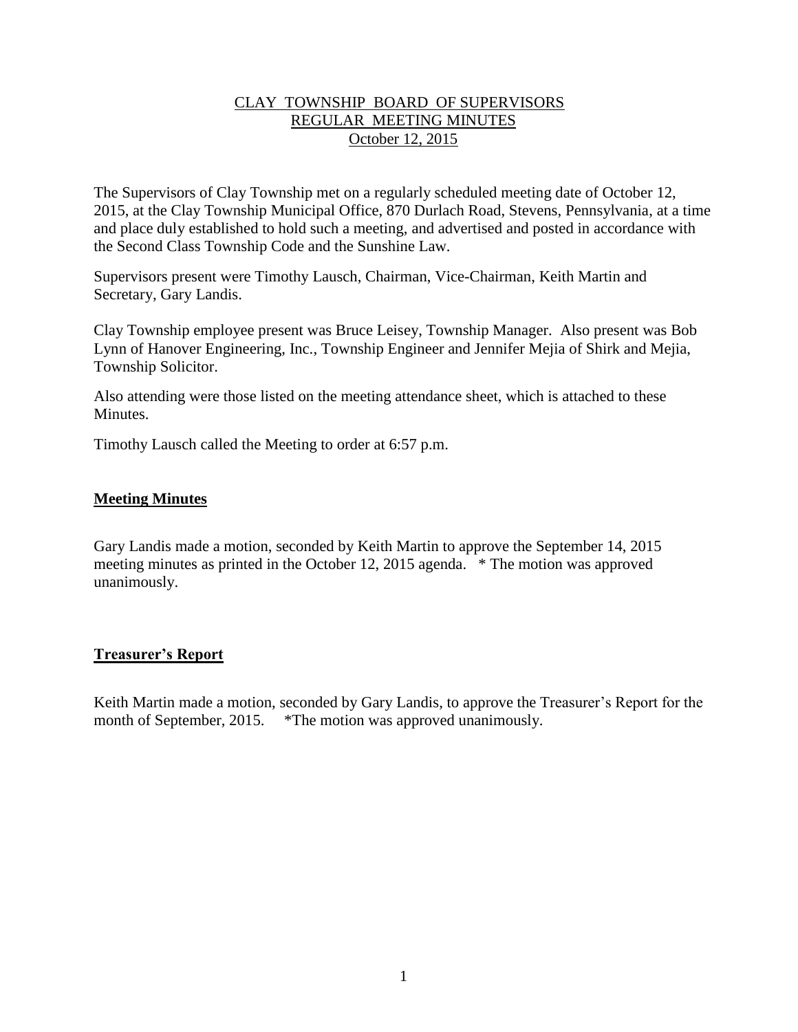# CLAY TOWNSHIP BOARD OF SUPERVISORS
## REGULAR MEETING MINUTES
### October 12, 2015

The Supervisors of Clay Township met on a regularly scheduled meeting date of October 12, 2015, at the Clay Township Municipal Office, 870 Durlach Road, Stevens, Pennsylvania, at a time and place duly established to hold such a meeting, and advertised and posted in accordance with the Second Class Township Code and the Sunshine Law.

Supervisors present were Timothy Lausch, Chairman, Vice-Chairman, Keith Martin and Secretary, Gary Landis.

Clay Township employee present was Bruce Leisey, Township Manager. Also present was Bob Lynn of Hanover Engineering, Inc., Township Engineer and Jennifer Mejia of Shirk and Mejia, Township Solicitor.

Also attending were those listed on the meeting attendance sheet, which is attached to these Minutes.

Timothy Lausch called the Meeting to order at 6:57 p.m.

## Meeting Minutes

Gary Landis made a motion, seconded by Keith Martin to approve the September 14, 2015 meeting minutes as printed in the October 12, 2015 agenda. * The motion was approved unanimously.

## Treasurer's Report

Keith Martin made a motion, seconded by Gary Landis, to approve the Treasurer's Report for the month of September, 2015. *The motion was approved unanimously.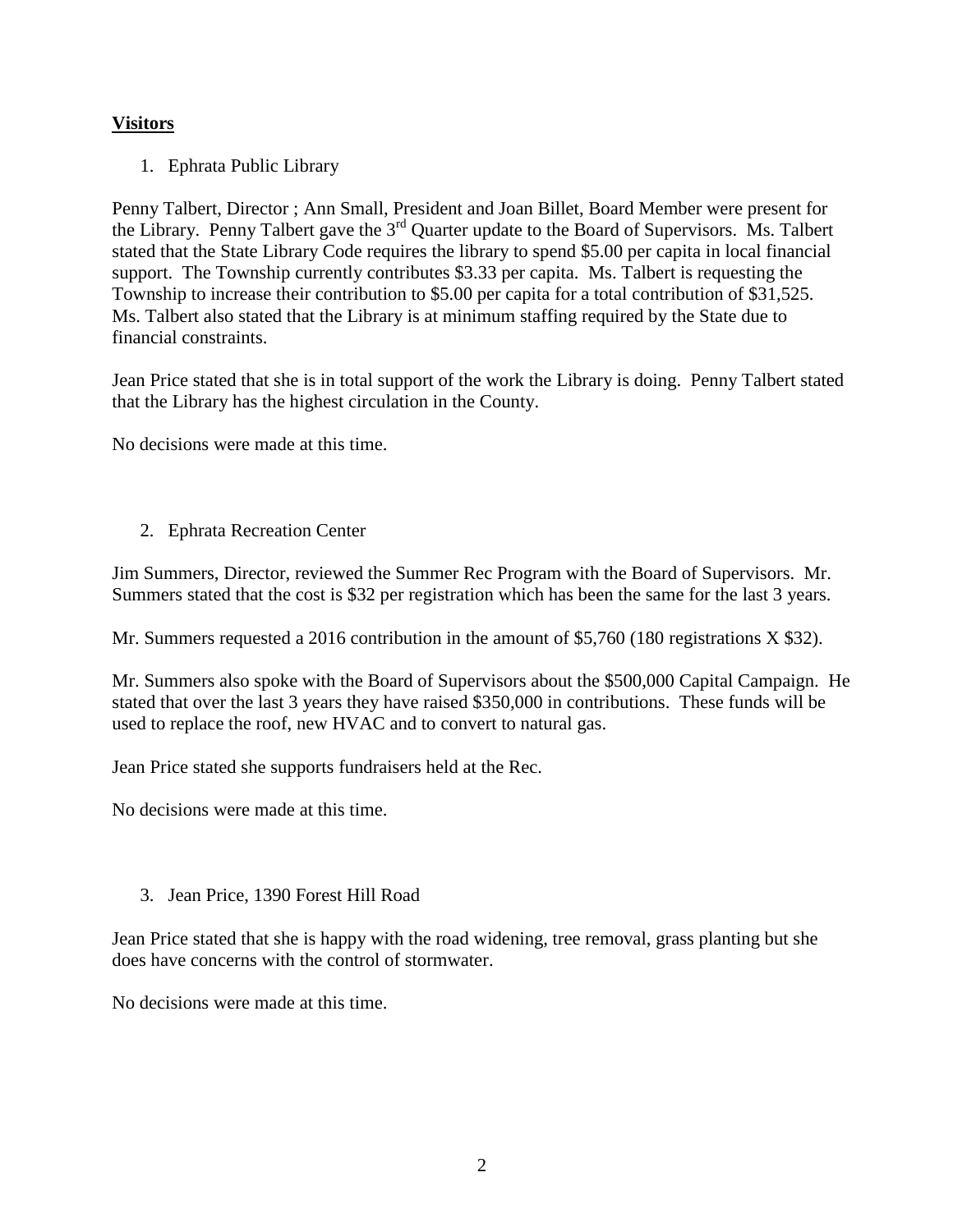## Visitors

1. Ephrata Public Library

Penny Talbert, Director ; Ann Small, President and Joan Billet, Board Member were present for the Library. Penny Talbert gave the 3rd Quarter update to the Board of Supervisors. Ms. Talbert stated that the State Library Code requires the library to spend $5.00 per capita in local financial support. The Township currently contributes $3.33 per capita. Ms. Talbert is requesting the Township to increase their contribution to $5.00 per capita for a total contribution of $31,525. Ms. Talbert also stated that the Library is at minimum staffing required by the State due to financial constraints.

Jean Price stated that she is in total support of the work the Library is doing. Penny Talbert stated that the Library has the highest circulation in the County.

No decisions were made at this time.

2. Ephrata Recreation Center

Jim Summers, Director, reviewed the Summer Rec Program with the Board of Supervisors. Mr. Summers stated that the cost is $32 per registration which has been the same for the last 3 years.

Mr. Summers requested a 2016 contribution in the amount of $5,760 (180 registrations X $32).

Mr. Summers also spoke with the Board of Supervisors about the $500,000 Capital Campaign. He stated that over the last 3 years they have raised $350,000 in contributions. These funds will be used to replace the roof, new HVAC and to convert to natural gas.

Jean Price stated she supports fundraisers held at the Rec.

No decisions were made at this time.

3. Jean Price, 1390 Forest Hill Road

Jean Price stated that she is happy with the road widening, tree removal, grass planting but she does have concerns with the control of stormwater.

No decisions were made at this time.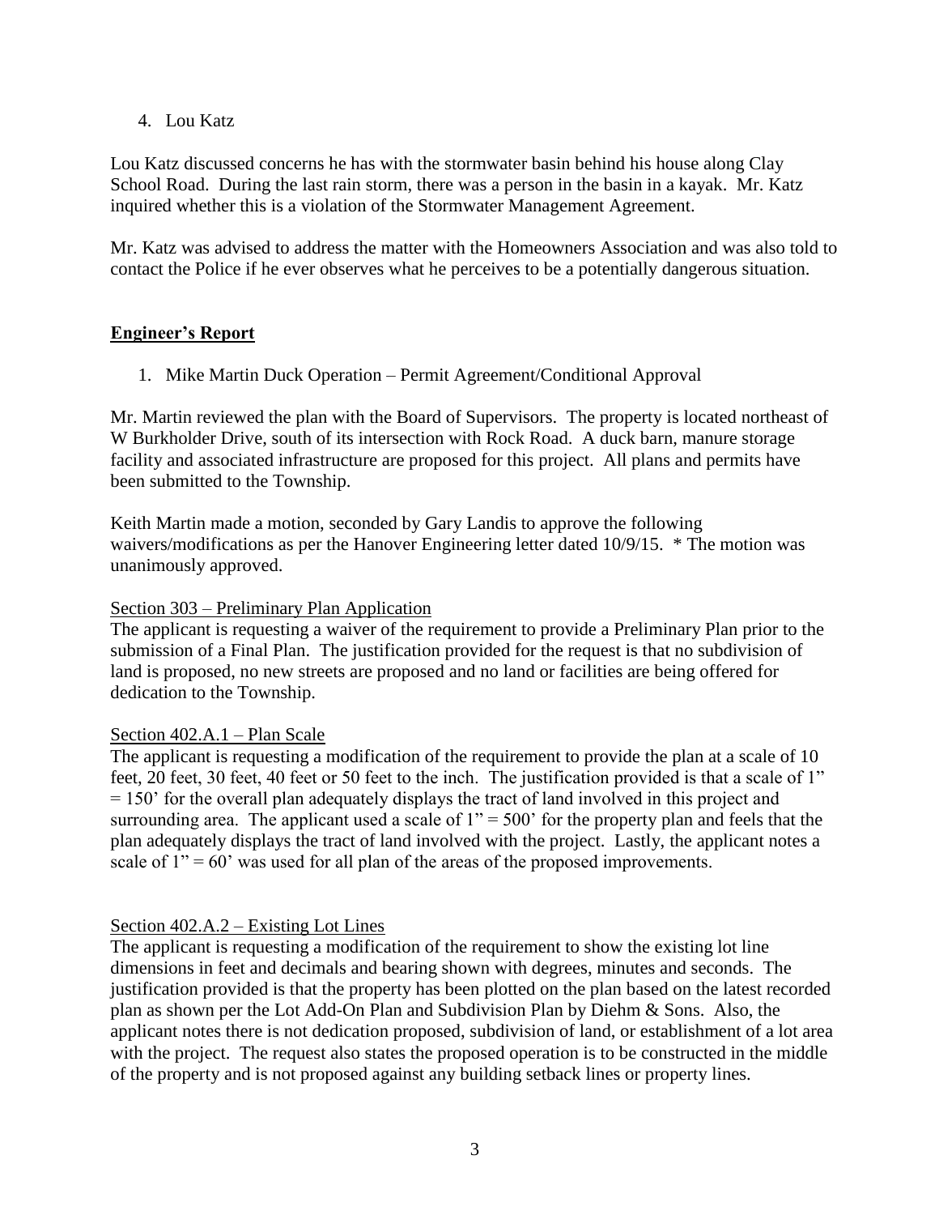4. Lou Katz

Lou Katz discussed concerns he has with the stormwater basin behind his house along Clay School Road. During the last rain storm, there was a person in the basin in a kayak. Mr. Katz inquired whether this is a violation of the Stormwater Management Agreement.

Mr. Katz was advised to address the matter with the Homeowners Association and was also told to contact the Police if he ever observes what he perceives to be a potentially dangerous situation.

## **Engineer's Report**

1. Mike Martin Duck Operation – Permit Agreement/Conditional Approval

Mr. Martin reviewed the plan with the Board of Supervisors. The property is located northeast of W Burkholder Drive, south of its intersection with Rock Road. A duck barn, manure storage facility and associated infrastructure are proposed for this project. All plans and permits have been submitted to the Township.

Keith Martin made a motion, seconded by Gary Landis to approve the following waivers/modifications as per the Hanover Engineering letter dated 10/9/15. * The motion was unanimously approved.

Section 303 – Preliminary Plan Application

The applicant is requesting a waiver of the requirement to provide a Preliminary Plan prior to the submission of a Final Plan. The justification provided for the request is that no subdivision of land is proposed, no new streets are proposed and no land or facilities are being offered for dedication to the Township.

Section 402.A.1 – Plan Scale

The applicant is requesting a modification of the requirement to provide the plan at a scale of 10 feet, 20 feet, 30 feet, 40 feet or 50 feet to the inch. The justification provided is that a scale of 1" = 150' for the overall plan adequately displays the tract of land involved in this project and surrounding area. The applicant used a scale of 1" = 500' for the property plan and feels that the plan adequately displays the tract of land involved with the project. Lastly, the applicant notes a scale of 1" = 60' was used for all plan of the areas of the proposed improvements.

Section 402.A.2 – Existing Lot Lines

The applicant is requesting a modification of the requirement to show the existing lot line dimensions in feet and decimals and bearing shown with degrees, minutes and seconds. The justification provided is that the property has been plotted on the plan based on the latest recorded plan as shown per the Lot Add-On Plan and Subdivision Plan by Diehm & Sons. Also, the applicant notes there is not dedication proposed, subdivision of land, or establishment of a lot area with the project. The request also states the proposed operation is to be constructed in the middle of the property and is not proposed against any building setback lines or property lines.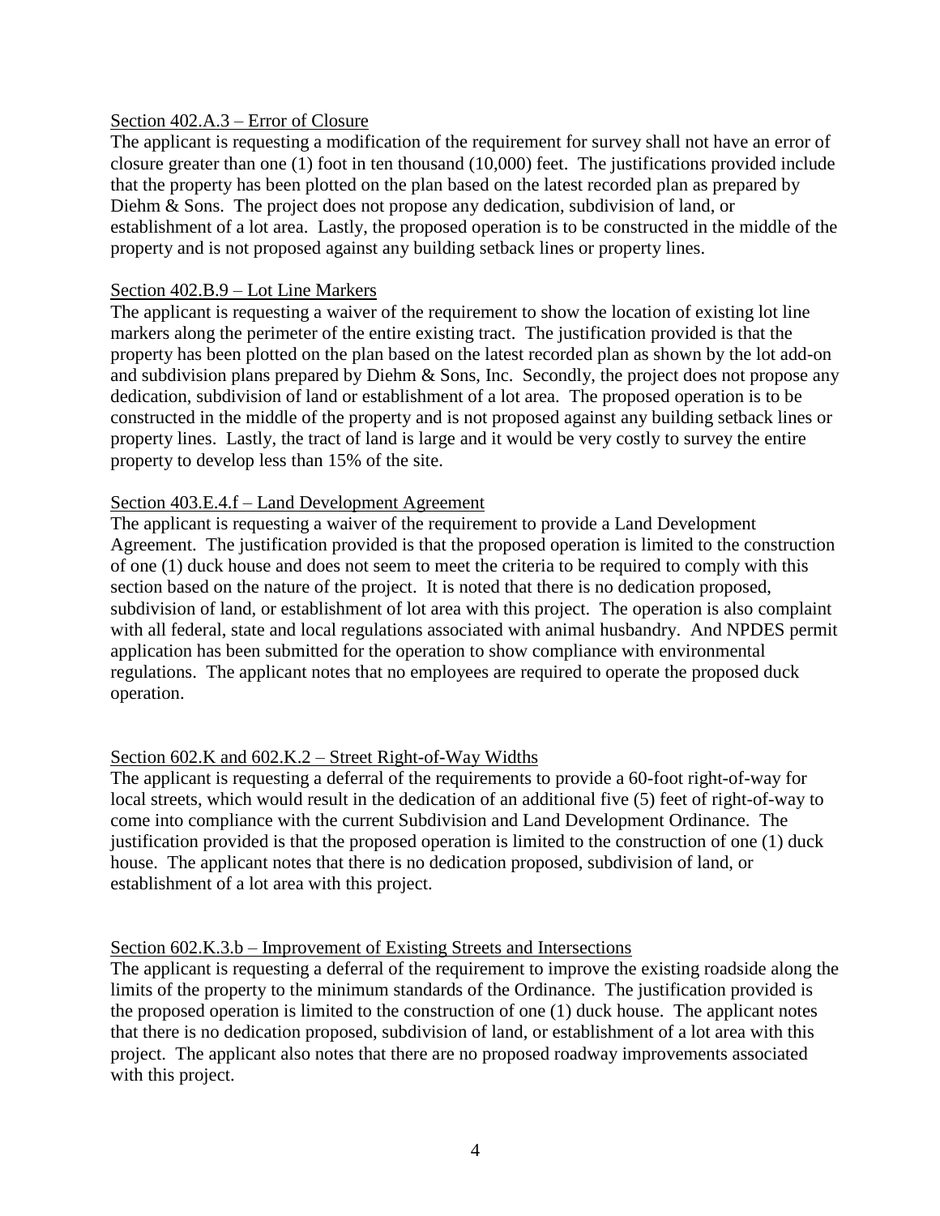Section 402.A.3 – Error of Closure

The applicant is requesting a modification of the requirement for survey shall not have an error of closure greater than one (1) foot in ten thousand (10,000) feet. The justifications provided include that the property has been plotted on the plan based on the latest recorded plan as prepared by Diehm & Sons. The project does not propose any dedication, subdivision of land, or establishment of a lot area. Lastly, the proposed operation is to be constructed in the middle of the property and is not proposed against any building setback lines or property lines.

Section 402.B.9 – Lot Line Markers

The applicant is requesting a waiver of the requirement to show the location of existing lot line markers along the perimeter of the entire existing tract. The justification provided is that the property has been plotted on the plan based on the latest recorded plan as shown by the lot add-on and subdivision plans prepared by Diehm & Sons, Inc. Secondly, the project does not propose any dedication, subdivision of land or establishment of a lot area. The proposed operation is to be constructed in the middle of the property and is not proposed against any building setback lines or property lines. Lastly, the tract of land is large and it would be very costly to survey the entire property to develop less than 15% of the site.

Section 403.E.4.f – Land Development Agreement

The applicant is requesting a waiver of the requirement to provide a Land Development Agreement. The justification provided is that the proposed operation is limited to the construction of one (1) duck house and does not seem to meet the criteria to be required to comply with this section based on the nature of the project. It is noted that there is no dedication proposed, subdivision of land, or establishment of lot area with this project. The operation is also complaint with all federal, state and local regulations associated with animal husbandry. And NPDES permit application has been submitted for the operation to show compliance with environmental regulations. The applicant notes that no employees are required to operate the proposed duck operation.

Section 602.K and 602.K.2 – Street Right-of-Way Widths

The applicant is requesting a deferral of the requirements to provide a 60-foot right-of-way for local streets, which would result in the dedication of an additional five (5) feet of right-of-way to come into compliance with the current Subdivision and Land Development Ordinance. The justification provided is that the proposed operation is limited to the construction of one (1) duck house. The applicant notes that there is no dedication proposed, subdivision of land, or establishment of a lot area with this project.

Section 602.K.3.b – Improvement of Existing Streets and Intersections

The applicant is requesting a deferral of the requirement to improve the existing roadside along the limits of the property to the minimum standards of the Ordinance. The justification provided is the proposed operation is limited to the construction of one (1) duck house. The applicant notes that there is no dedication proposed, subdivision of land, or establishment of a lot area with this project. The applicant also notes that there are no proposed roadway improvements associated with this project.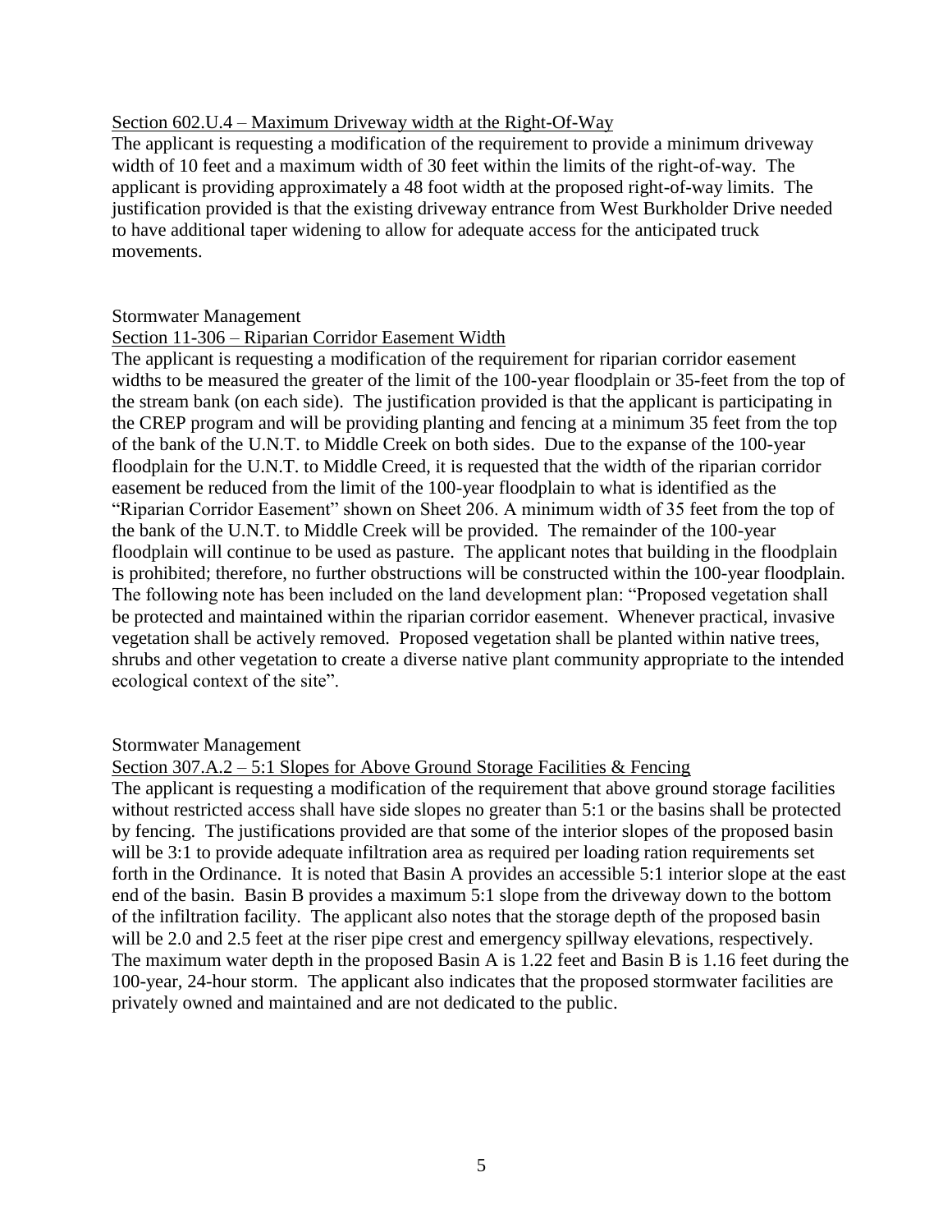Section 602.U.4 – Maximum Driveway width at the Right-Of-Way

The applicant is requesting a modification of the requirement to provide a minimum driveway width of 10 feet and a maximum width of 30 feet within the limits of the right-of-way. The applicant is providing approximately a 48 foot width at the proposed right-of-way limits. The justification provided is that the existing driveway entrance from West Burkholder Drive needed to have additional taper widening to allow for adequate access for the anticipated truck movements.

Stormwater Management

Section 11-306 – Riparian Corridor Easement Width

The applicant is requesting a modification of the requirement for riparian corridor easement widths to be measured the greater of the limit of the 100-year floodplain or 35-feet from the top of the stream bank (on each side). The justification provided is that the applicant is participating in the CREP program and will be providing planting and fencing at a minimum 35 feet from the top of the bank of the U.N.T. to Middle Creek on both sides. Due to the expanse of the 100-year floodplain for the U.N.T. to Middle Creed, it is requested that the width of the riparian corridor easement be reduced from the limit of the 100-year floodplain to what is identified as the "Riparian Corridor Easement" shown on Sheet 206. A minimum width of 35 feet from the top of the bank of the U.N.T. to Middle Creek will be provided. The remainder of the 100-year floodplain will continue to be used as pasture. The applicant notes that building in the floodplain is prohibited; therefore, no further obstructions will be constructed within the 100-year floodplain. The following note has been included on the land development plan: "Proposed vegetation shall be protected and maintained within the riparian corridor easement. Whenever practical, invasive vegetation shall be actively removed. Proposed vegetation shall be planted within native trees, shrubs and other vegetation to create a diverse native plant community appropriate to the intended ecological context of the site".

Stormwater Management

Section 307.A.2 – 5:1 Slopes for Above Ground Storage Facilities & Fencing

The applicant is requesting a modification of the requirement that above ground storage facilities without restricted access shall have side slopes no greater than 5:1 or the basins shall be protected by fencing. The justifications provided are that some of the interior slopes of the proposed basin will be 3:1 to provide adequate infiltration area as required per loading ration requirements set forth in the Ordinance. It is noted that Basin A provides an accessible 5:1 interior slope at the east end of the basin. Basin B provides a maximum 5:1 slope from the driveway down to the bottom of the infiltration facility. The applicant also notes that the storage depth of the proposed basin will be 2.0 and 2.5 feet at the riser pipe crest and emergency spillway elevations, respectively. The maximum water depth in the proposed Basin A is 1.22 feet and Basin B is 1.16 feet during the 100-year, 24-hour storm. The applicant also indicates that the proposed stormwater facilities are privately owned and maintained and are not dedicated to the public.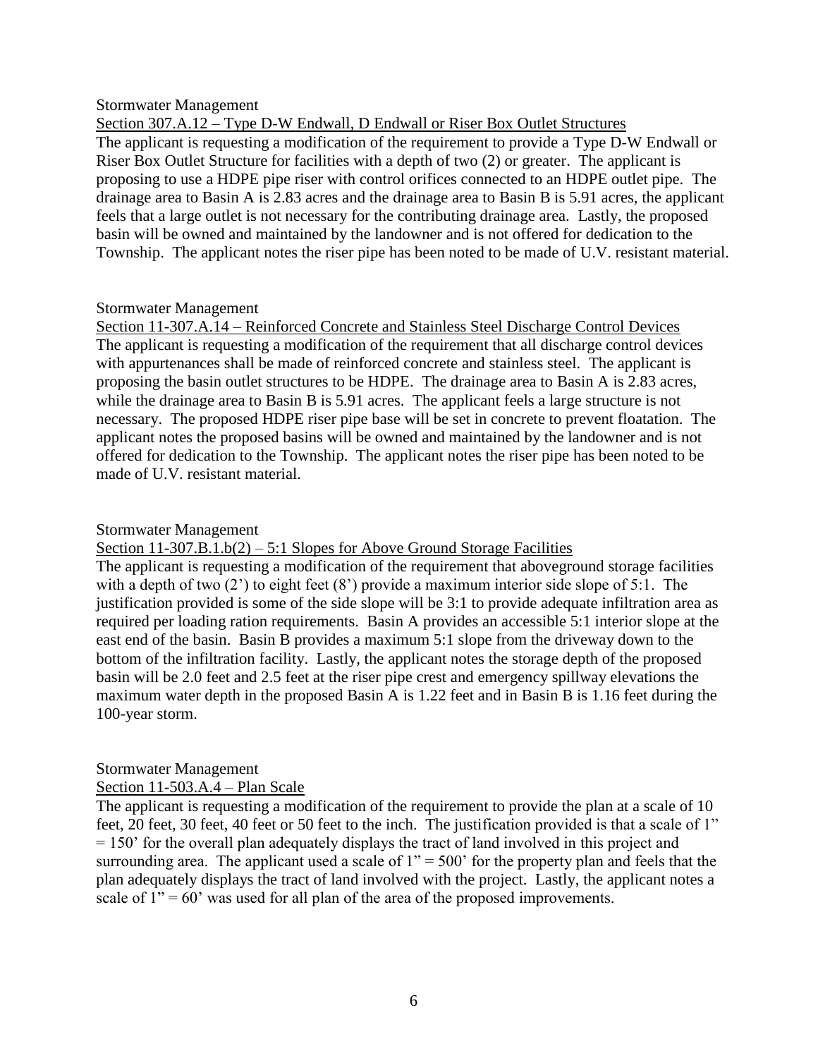Stormwater Management

Section 307.A.12 – Type D-W Endwall, D Endwall or Riser Box Outlet Structures

The applicant is requesting a modification of the requirement to provide a Type D-W Endwall or Riser Box Outlet Structure for facilities with a depth of two (2) or greater. The applicant is proposing to use a HDPE pipe riser with control orifices connected to an HDPE outlet pipe. The drainage area to Basin A is 2.83 acres and the drainage area to Basin B is 5.91 acres, the applicant feels that a large outlet is not necessary for the contributing drainage area. Lastly, the proposed basin will be owned and maintained by the landowner and is not offered for dedication to the Township. The applicant notes the riser pipe has been noted to be made of U.V. resistant material.

Stormwater Management

Section 11-307.A.14 – Reinforced Concrete and Stainless Steel Discharge Control Devices

The applicant is requesting a modification of the requirement that all discharge control devices with appurtenances shall be made of reinforced concrete and stainless steel. The applicant is proposing the basin outlet structures to be HDPE. The drainage area to Basin A is 2.83 acres, while the drainage area to Basin B is 5.91 acres. The applicant feels a large structure is not necessary. The proposed HDPE riser pipe base will be set in concrete to prevent floatation. The applicant notes the proposed basins will be owned and maintained by the landowner and is not offered for dedication to the Township. The applicant notes the riser pipe has been noted to be made of U.V. resistant material.

Stormwater Management

Section 11-307.B.1.b(2) – 5:1 Slopes for Above Ground Storage Facilities

The applicant is requesting a modification of the requirement that aboveground storage facilities with a depth of two (2') to eight feet (8') provide a maximum interior side slope of 5:1. The justification provided is some of the side slope will be 3:1 to provide adequate infiltration area as required per loading ration requirements. Basin A provides an accessible 5:1 interior slope at the east end of the basin. Basin B provides a maximum 5:1 slope from the driveway down to the bottom of the infiltration facility. Lastly, the applicant notes the storage depth of the proposed basin will be 2.0 feet and 2.5 feet at the riser pipe crest and emergency spillway elevations the maximum water depth in the proposed Basin A is 1.22 feet and in Basin B is 1.16 feet during the 100-year storm.

Stormwater Management

Section 11-503.A.4 – Plan Scale

The applicant is requesting a modification of the requirement to provide the plan at a scale of 10 feet, 20 feet, 30 feet, 40 feet or 50 feet to the inch. The justification provided is that a scale of 1" = 150' for the overall plan adequately displays the tract of land involved in this project and surrounding area. The applicant used a scale of 1" = 500' for the property plan and feels that the plan adequately displays the tract of land involved with the project. Lastly, the applicant notes a scale of 1" = 60' was used for all plan of the area of the proposed improvements.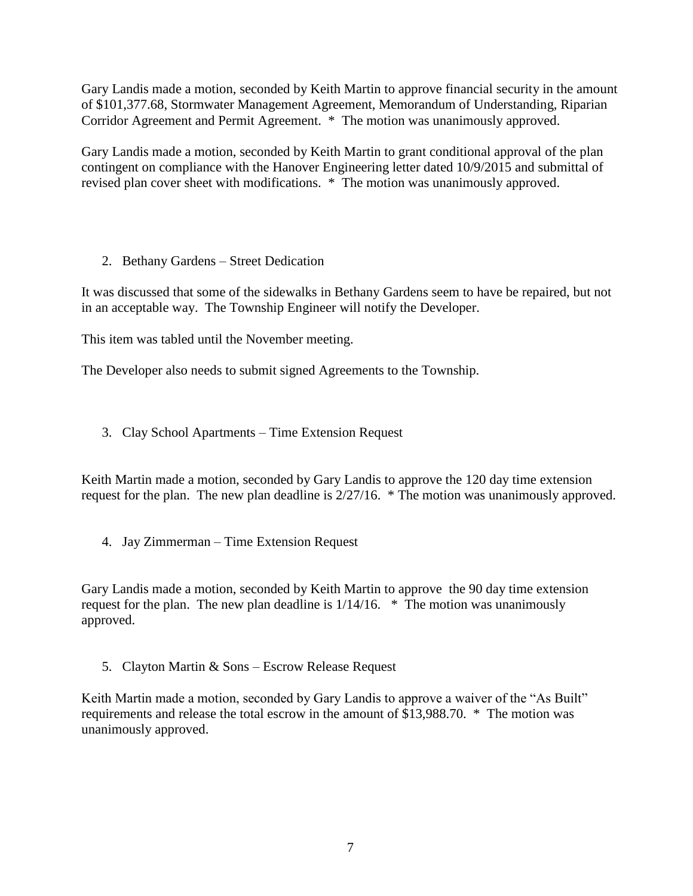Gary Landis made a motion, seconded by Keith Martin to approve financial security in the amount of $101,377.68, Stormwater Management Agreement, Memorandum of Understanding, Riparian Corridor Agreement and Permit Agreement. * The motion was unanimously approved.

Gary Landis made a motion, seconded by Keith Martin to grant conditional approval of the plan contingent on compliance with the Hanover Engineering letter dated 10/9/2015 and submittal of revised plan cover sheet with modifications. * The motion was unanimously approved.

2. Bethany Gardens – Street Dedication

It was discussed that some of the sidewalks in Bethany Gardens seem to have be repaired, but not in an acceptable way. The Township Engineer will notify the Developer.

This item was tabled until the November meeting.

The Developer also needs to submit signed Agreements to the Township.

3. Clay School Apartments – Time Extension Request

Keith Martin made a motion, seconded by Gary Landis to approve the 120 day time extension request for the plan. The new plan deadline is 2/27/16. * The motion was unanimously approved.

4. Jay Zimmerman – Time Extension Request

Gary Landis made a motion, seconded by Keith Martin to approve the 90 day time extension request for the plan. The new plan deadline is 1/14/16. * The motion was unanimously approved.

5. Clayton Martin & Sons – Escrow Release Request

Keith Martin made a motion, seconded by Gary Landis to approve a waiver of the "As Built" requirements and release the total escrow in the amount of $13,988.70. * The motion was unanimously approved.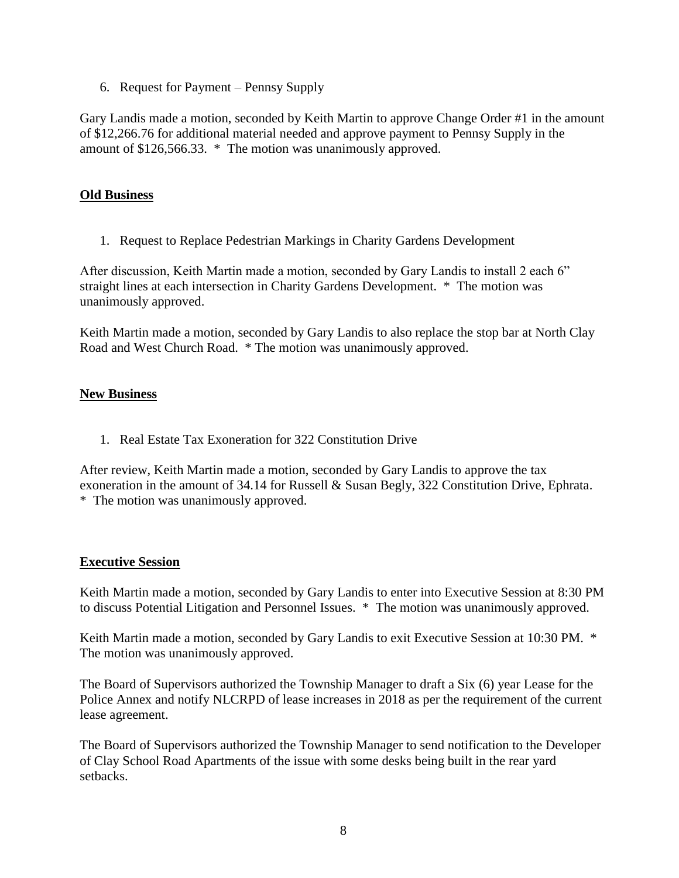6. Request for Payment – Pennsy Supply

Gary Landis made a motion, seconded by Keith Martin to approve Change Order #1 in the amount of $12,266.76 for additional material needed and approve payment to Pennsy Supply in the amount of $126,566.33. * The motion was unanimously approved.

## **Old Business**

1. Request to Replace Pedestrian Markings in Charity Gardens Development

After discussion, Keith Martin made a motion, seconded by Gary Landis to install 2 each 6" straight lines at each intersection in Charity Gardens Development. * The motion was unanimously approved.

Keith Martin made a motion, seconded by Gary Landis to also replace the stop bar at North Clay Road and West Church Road. * The motion was unanimously approved.

## **New Business**

1. Real Estate Tax Exoneration for 322 Constitution Drive

After review, Keith Martin made a motion, seconded by Gary Landis to approve the tax exoneration in the amount of 34.14 for Russell & Susan Begly, 322 Constitution Drive, Ephrata. * The motion was unanimously approved.

## **Executive Session**

Keith Martin made a motion, seconded by Gary Landis to enter into Executive Session at 8:30 PM to discuss Potential Litigation and Personnel Issues. * The motion was unanimously approved.

Keith Martin made a motion, seconded by Gary Landis to exit Executive Session at 10:30 PM. * The motion was unanimously approved.

The Board of Supervisors authorized the Township Manager to draft a Six (6) year Lease for the Police Annex and notify NLCRPD of lease increases in 2018 as per the requirement of the current lease agreement.

The Board of Supervisors authorized the Township Manager to send notification to the Developer of Clay School Road Apartments of the issue with some desks being built in the rear yard setbacks.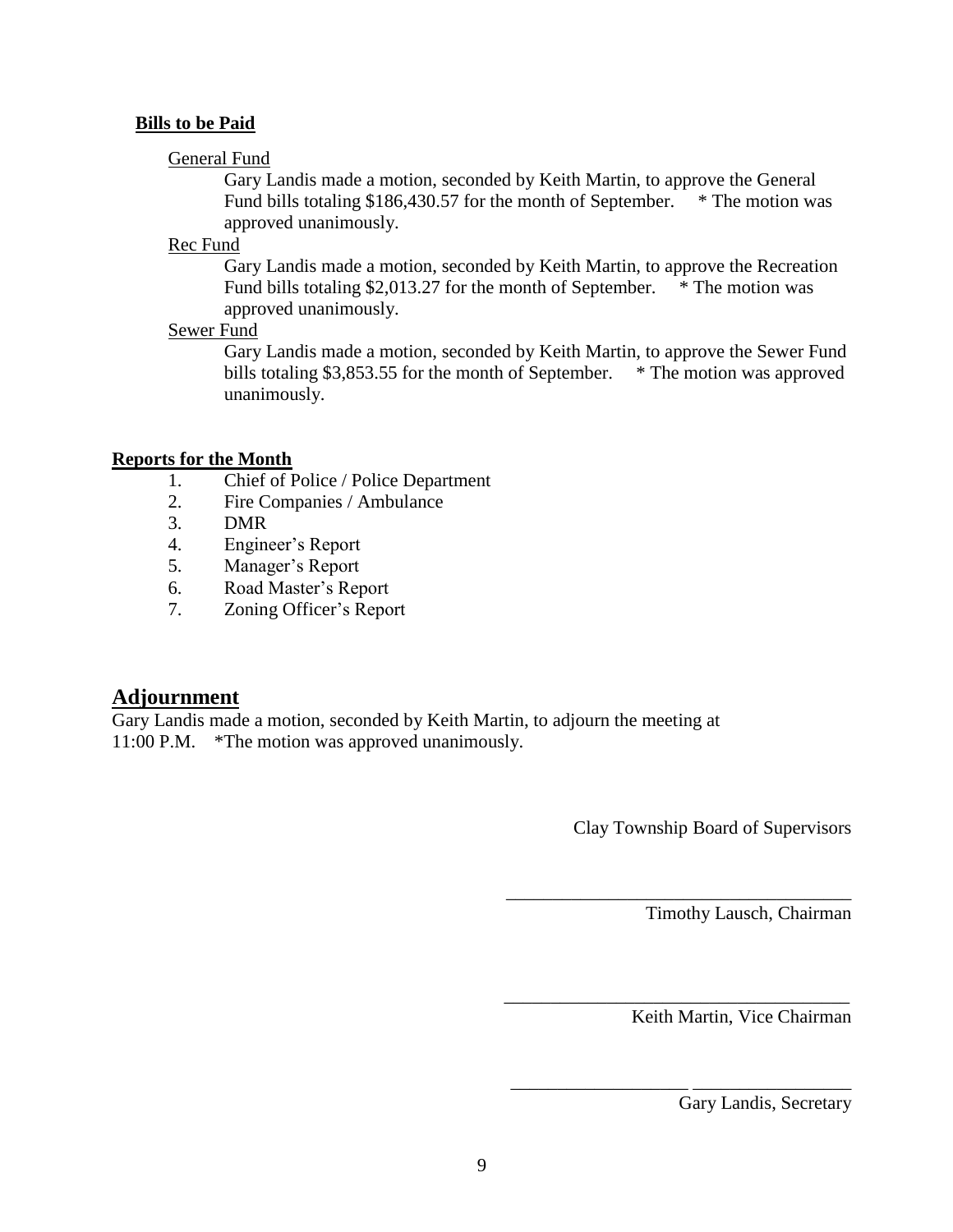**Bills to be Paid**

General Fund

Gary Landis made a motion, seconded by Keith Martin, to approve the General Fund bills totaling $186,430.57 for the month of September. * The motion was approved unanimously.

Rec Fund

Gary Landis made a motion, seconded by Keith Martin, to approve the Recreation Fund bills totaling $2,013.27 for the month of September. * The motion was approved unanimously.

Sewer Fund

Gary Landis made a motion, seconded by Keith Martin, to approve the Sewer Fund bills totaling $3,853.55 for the month of September. * The motion was approved unanimously.

**Reports for the Month**

1. Chief of Police / Police Department
2. Fire Companies / Ambulance
3. DMR
4. Engineer's Report
5. Manager's Report
6. Road Master's Report
7. Zoning Officer's Report

## Adjournment

Gary Landis made a motion, seconded by Keith Martin, to adjourn the meeting at 11:00 P.M. *The motion was approved unanimously.

Clay Township Board of Supervisors

______________________________________
Timothy Lausch, Chairman

______________________________________
Keith Martin, Vice Chairman

______________________________________
Gary Landis, Secretary